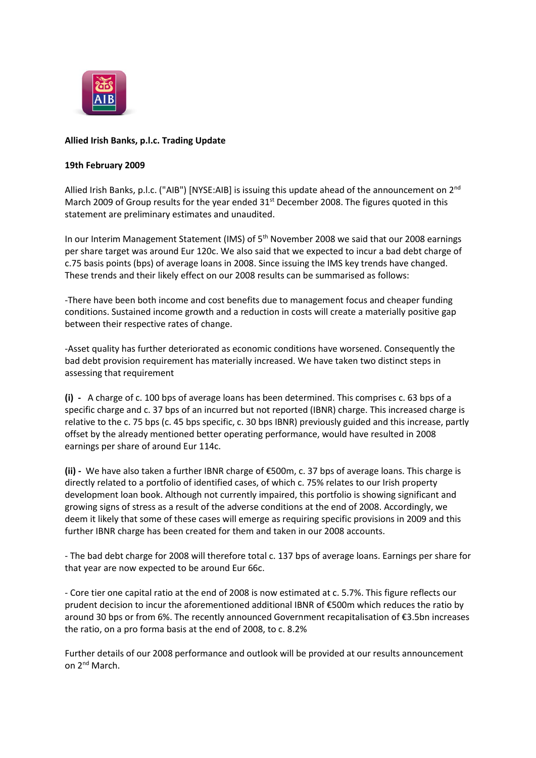**Allied Irish Banks, p.l.c. Trading Update**

**19th February 2009**

Allied Irish Banks, p.l.c. ("AIB") [NYSE:AIB] is issuing this update ahead of the announcement on 2nd March 2009 of Group results for the year ended 31st December 2008. The figures quoted in this statement are preliminary estimates and unaudited.

In our Interim Management Statement (IMS) of 5th November 2008 we said that our 2008 earnings per share target was around Eur 120c. We also said that we expected to incur a bad debt charge of c.75 basis points (bps) of average loans in 2008. Since issuing the IMS key trends have changed. These trends and their likely effect on our 2008 results can be summarised as follows:

-There have been both income and cost benefits due to management focus and cheaper funding conditions. Sustained income growth and a reduction in costs will create a materially positive gap between their respective rates of change.

-Asset quality has further deteriorated as economic conditions have worsened. Consequently the bad debt provision requirement has materially increased. We have taken two distinct steps in assessing that requirement

**(i) -** A charge of c. 100 bps of average loans has been determined. This comprises c. 63 bps of a specific charge and c. 37 bps of an incurred but not reported (IBNR) charge. This increased charge is relative to the c. 75 bps (c. 45 bps specific, c. 30 bps IBNR) previously guided and this increase, partly offset by the already mentioned better operating performance, would have resulted in 2008 earnings per share of around Eur 114c.

**(ii) -** We have also taken a further IBNR charge of €500m, c. 37 bps of average loans. This charge is directly related to a portfolio of identified cases, of which c. 75% relates to our Irish property development loan book. Although not currently impaired, this portfolio is showing significant and growing signs of stress as a result of the adverse conditions at the end of 2008. Accordingly, we deem it likely that some of these cases will emerge as requiring specific provisions in 2009 and this further IBNR charge has been created for them and taken in our 2008 accounts.

- The bad debt charge for 2008 will therefore total c. 137 bps of average loans. Earnings per share for that year are now expected to be around Eur 66c.

- Core tier one capital ratio at the end of 2008 is now estimated at c. 5.7%. This figure reflects our prudent decision to incur the aforementioned additional IBNR of €500m which reduces the ratio by around 30 bps or from 6%. The recently announced Government recapitalisation of €3.5bn increases the ratio, on a pro forma basis at the end of 2008, to c. 8.2%

Further details of our 2008 performance and outlook will be provided at our results announcement on 2nd March.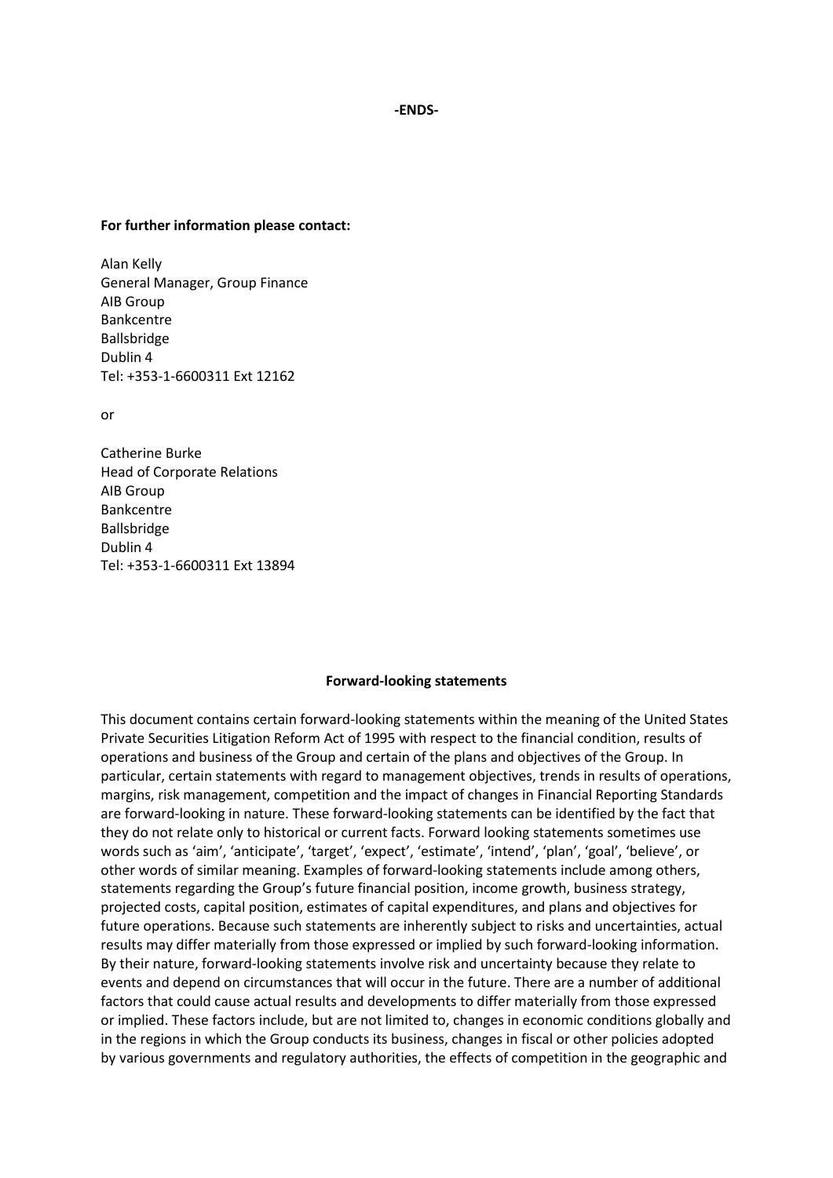**-ENDS-**

**For further information please contact:**

Alan Kelly
General Manager, Group Finance
AIB Group
Bankcentre
Ballsbridge
Dublin 4
Tel: +353-1-6600311 Ext 12162

or

Catherine Burke
Head of Corporate Relations
AIB Group
Bankcentre
Ballsbridge
Dublin 4
Tel: +353-1-6600311 Ext 13894

**Forward-looking statements**

This document contains certain forward-looking statements within the meaning of the United States Private Securities Litigation Reform Act of 1995 with respect to the financial condition, results of operations and business of the Group and certain of the plans and objectives of the Group. In particular, certain statements with regard to management objectives, trends in results of operations, margins, risk management, competition and the impact of changes in Financial Reporting Standards are forward-looking in nature. These forward-looking statements can be identified by the fact that they do not relate only to historical or current facts. Forward looking statements sometimes use words such as 'aim', 'anticipate', 'target', 'expect', 'estimate', 'intend', 'plan', 'goal', 'believe', or other words of similar meaning. Examples of forward-looking statements include among others, statements regarding the Group's future financial position, income growth, business strategy, projected costs, capital position, estimates of capital expenditures, and plans and objectives for future operations. Because such statements are inherently subject to risks and uncertainties, actual results may differ materially from those expressed or implied by such forward-looking information. By their nature, forward-looking statements involve risk and uncertainty because they relate to events and depend on circumstances that will occur in the future. There are a number of additional factors that could cause actual results and developments to differ materially from those expressed or implied. These factors include, but are not limited to, changes in economic conditions globally and in the regions in which the Group conducts its business, changes in fiscal or other policies adopted by various governments and regulatory authorities, the effects of competition in the geographic and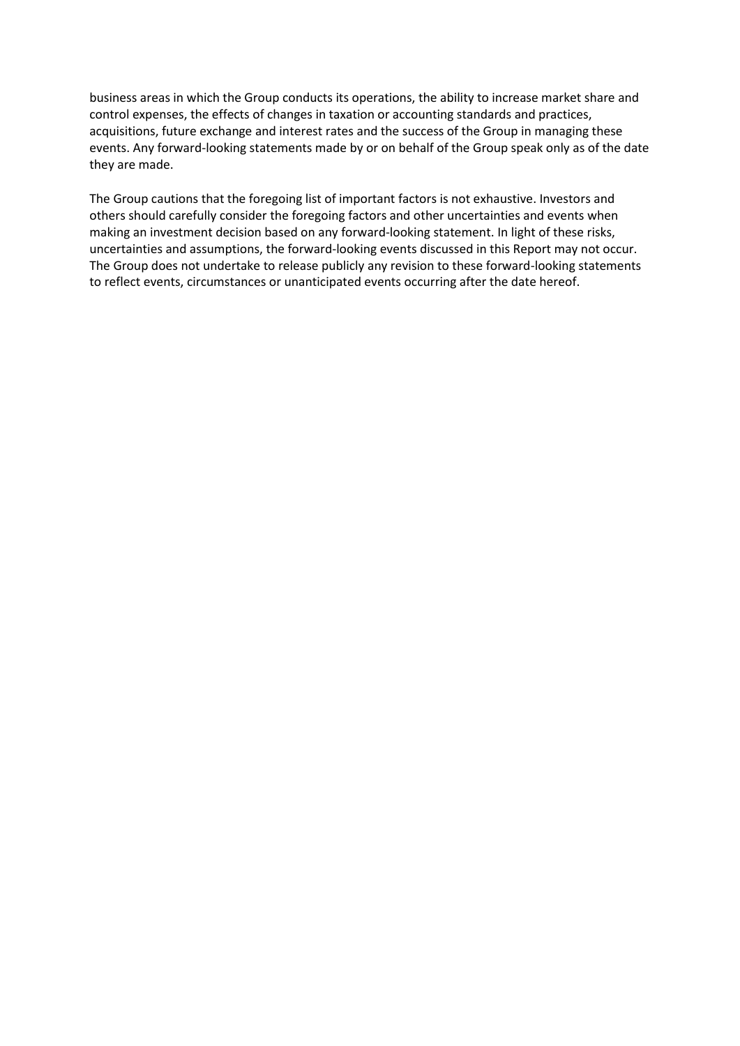business areas in which the Group conducts its operations, the ability to increase market share and control expenses, the effects of changes in taxation or accounting standards and practices, acquisitions, future exchange and interest rates and the success of the Group in managing these events. Any forward-looking statements made by or on behalf of the Group speak only as of the date they are made.

The Group cautions that the foregoing list of important factors is not exhaustive. Investors and others should carefully consider the foregoing factors and other uncertainties and events when making an investment decision based on any forward-looking statement. In light of these risks, uncertainties and assumptions, the forward-looking events discussed in this Report may not occur. The Group does not undertake to release publicly any revision to these forward-looking statements to reflect events, circumstances or unanticipated events occurring after the date hereof.